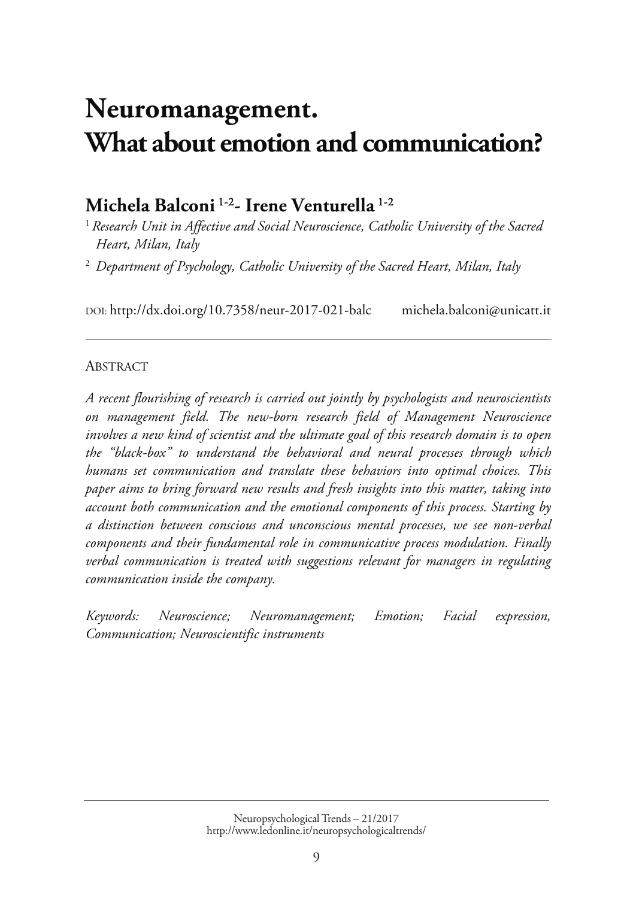# Neuromanagement. What about emotion and communication?

## Michela Balconi [1-2]- Irene Venturella [1-2]

[1] *Research Unit in Affective and Social Neuroscience, Catholic University of the Sacred Heart, Milan, Italy*

[2] *Department of Psychology, Catholic University of the Sacred Heart, Milan, Italy*

DOI: http://dx.doi.org/10.7358/neur-2017-021-balc michela.balconi@unicatt.it

---

ABSTRACT

*A recent flourishing of research is carried out jointly by psychologists and neuroscientists on management field. The new-born research field of Management Neuroscience involves a new kind of scientist and the ultimate goal of this research domain is to open the "black-box" to understand the behavioral and neural processes through which humans set communication and translate these behaviors into optimal choices. This paper aims to bring forward new results and fresh insights into this matter, taking into account both communication and the emotional components of this process. Starting by a distinction between conscious and unconscious mental processes, we see non-verbal components and their fundamental role in communicative process modulation. Finally verbal communication is treated with suggestions relevant for managers in regulating communication inside the company.*

*Keywords: Neuroscience; Neuromanagement; Emotion; Facial expression, Communication; Neuroscientific instruments*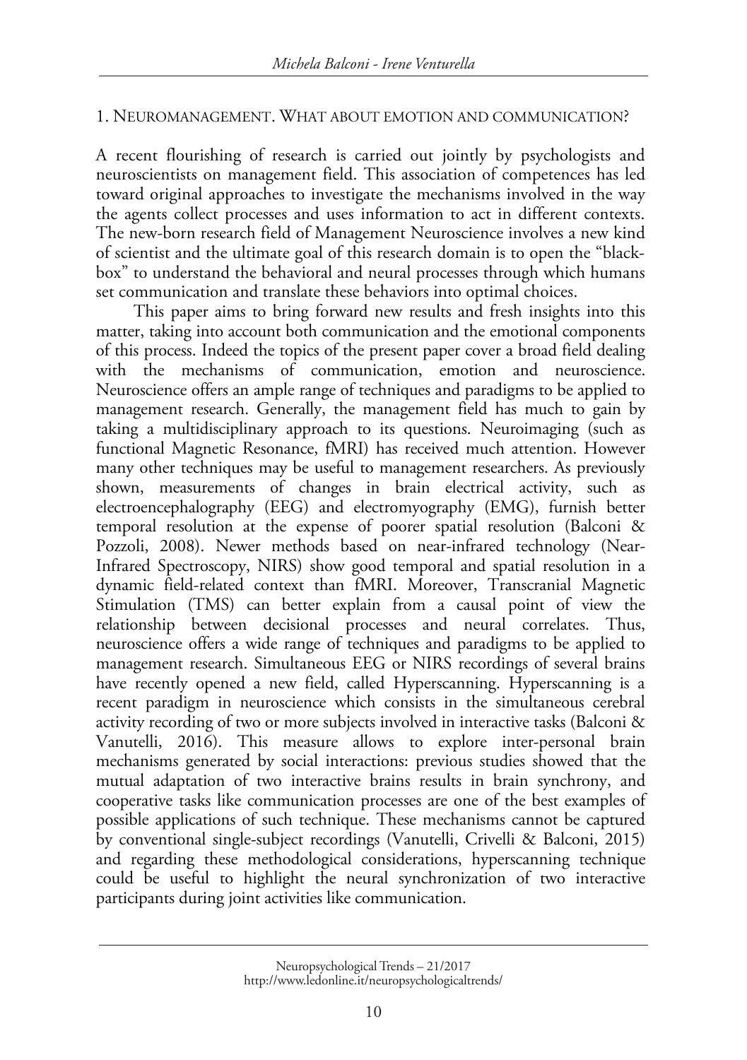## 1. Neuromanagement. What about emotion and communication?

A recent flourishing of research is carried out jointly by psychologists and neuroscientists on management field. This association of competences has led toward original approaches to investigate the mechanisms involved in the way the agents collect processes and uses information to act in different contexts. The new-born research field of Management Neuroscience involves a new kind of scientist and the ultimate goal of this research domain is to open the "black-box" to understand the behavioral and neural processes through which humans set communication and translate these behaviors into optimal choices.

This paper aims to bring forward new results and fresh insights into this matter, taking into account both communication and the emotional components of this process. Indeed the topics of the present paper cover a broad field dealing with the mechanisms of communication, emotion and neuroscience. Neuroscience offers an ample range of techniques and paradigms to be applied to management research. Generally, the management field has much to gain by taking a multidisciplinary approach to its questions. Neuroimaging (such as functional Magnetic Resonance, fMRI) has received much attention. However many other techniques may be useful to management researchers. As previously shown, measurements of changes in brain electrical activity, such as electroencephalography (EEG) and electromyography (EMG), furnish better temporal resolution at the expense of poorer spatial resolution (Balconi & Pozzoli, 2008). Newer methods based on near-infrared technology (Near-Infrared Spectroscopy, NIRS) show good temporal and spatial resolution in a dynamic field-related context than fMRI. Moreover, Transcranial Magnetic Stimulation (TMS) can better explain from a causal point of view the relationship between decisional processes and neural correlates. Thus, neuroscience offers a wide range of techniques and paradigms to be applied to management research. Simultaneous EEG or NIRS recordings of several brains have recently opened a new field, called Hyperscanning. Hyperscanning is a recent paradigm in neuroscience which consists in the simultaneous cerebral activity recording of two or more subjects involved in interactive tasks (Balconi & Vanutelli, 2016). This measure allows to explore inter-personal brain mechanisms generated by social interactions: previous studies showed that the mutual adaptation of two interactive brains results in brain synchrony, and cooperative tasks like communication processes are one of the best examples of possible applications of such technique. These mechanisms cannot be captured by conventional single-subject recordings (Vanutelli, Crivelli & Balconi, 2015) and regarding these methodological considerations, hyperscanning technique could be useful to highlight the neural synchronization of two interactive participants during joint activities like communication.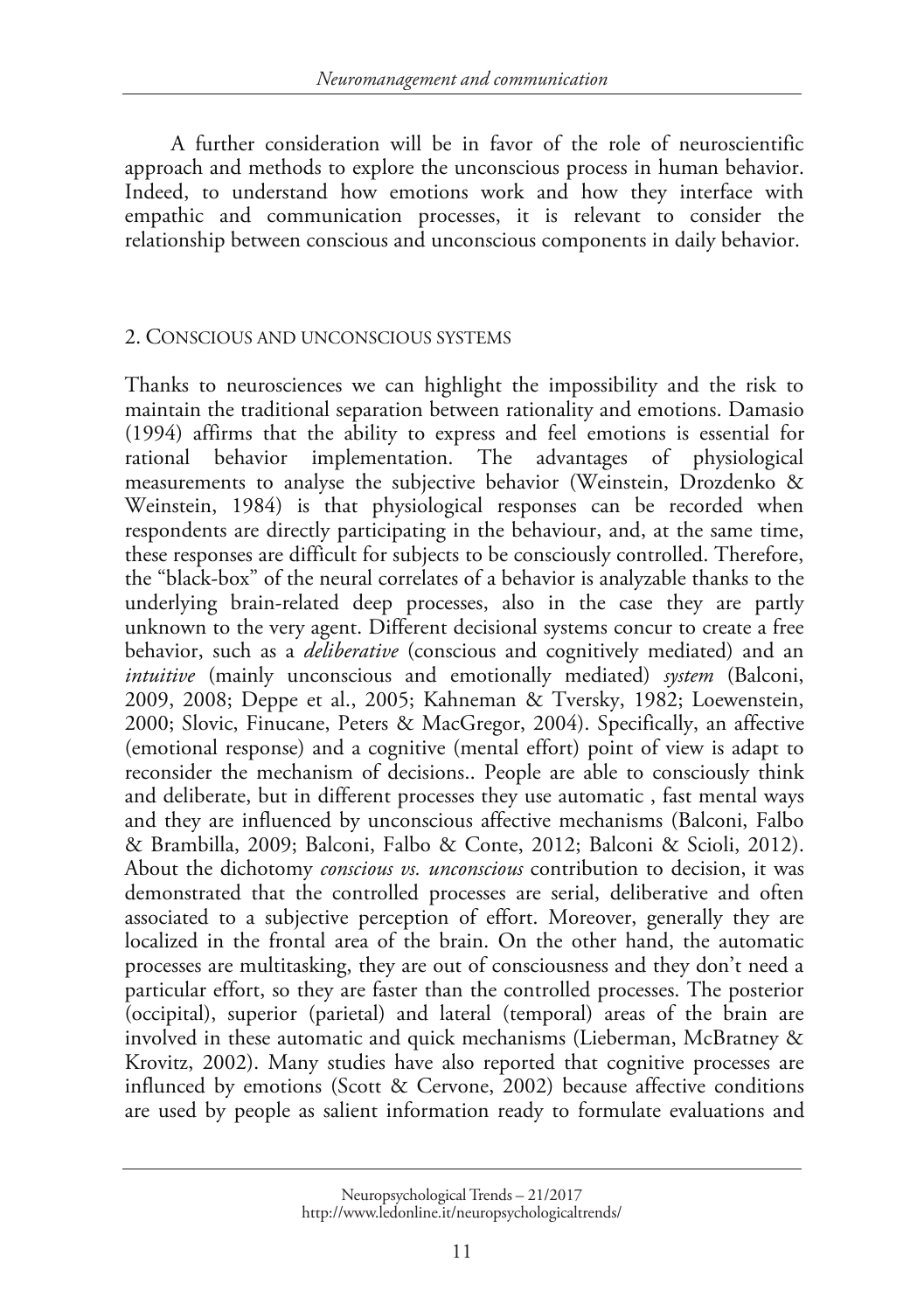A further consideration will be in favor of the role of neuroscientific approach and methods to explore the unconscious process in human behavior. Indeed, to understand how emotions work and how they interface with empathic and communication processes, it is relevant to consider the relationship between conscious and unconscious components in daily behavior.

## 2. Conscious and unconscious systems

Thanks to neurosciences we can highlight the impossibility and the risk to maintain the traditional separation between rationality and emotions. Damasio (1994) affirms that the ability to express and feel emotions is essential for rational behavior implementation. The advantages of physiological measurements to analyse the subjective behavior (Weinstein, Drozdenko & Weinstein, 1984) is that physiological responses can be recorded when respondents are directly participating in the behaviour, and, at the same time, these responses are difficult for subjects to be consciously controlled. Therefore, the "black-box" of the neural correlates of a behavior is analyzable thanks to the underlying brain-related deep processes, also in the case they are partly unknown to the very agent. Different decisional systems concur to create a free behavior, such as a *deliberative* (conscious and cognitively mediated) and an *intuitive* (mainly unconscious and emotionally mediated) *system* (Balconi, 2009, 2008; Deppe et al., 2005; Kahneman & Tversky, 1982; Loewenstein, 2000; Slovic, Finucane, Peters & MacGregor, 2004). Specifically, an affective (emotional response) and a cognitive (mental effort) point of view is adapt to reconsider the mechanism of decisions.. People are able to consciously think and deliberate, but in different processes they use automatic , fast mental ways and they are influenced by unconscious affective mechanisms (Balconi, Falbo & Brambilla, 2009; Balconi, Falbo & Conte, 2012; Balconi & Scioli, 2012). About the dichotomy *conscious vs. unconscious* contribution to decision, it was demonstrated that the controlled processes are serial, deliberative and often associated to a subjective perception of effort. Moreover, generally they are localized in the frontal area of the brain. On the other hand, the automatic processes are multitasking, they are out of consciousness and they don't need a particular effort, so they are faster than the controlled processes. The posterior (occipital), superior (parietal) and lateral (temporal) areas of the brain are involved in these automatic and quick mechanisms (Lieberman, McBratney & Krovitz, 2002). Many studies have also reported that cognitive processes are influnced by emotions (Scott & Cervone, 2002) because affective conditions are used by people as salient information ready to formulate evaluations and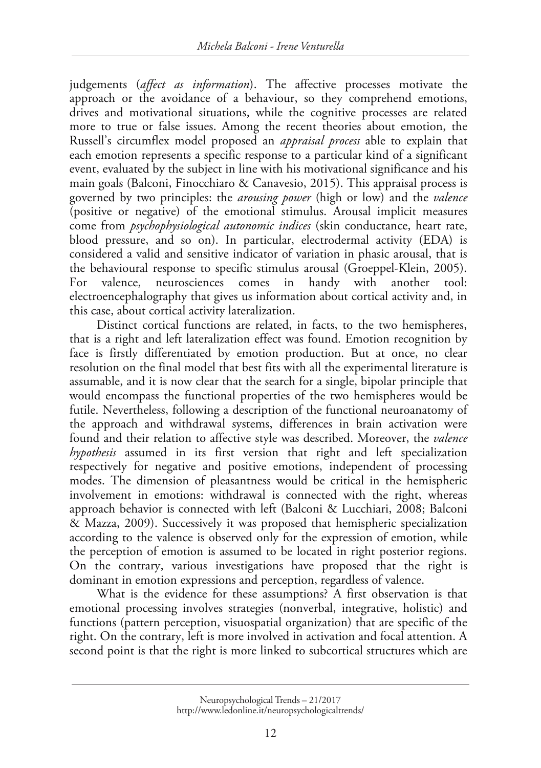judgements (*affect as information*). The affective processes motivate the approach or the avoidance of a behaviour, so they comprehend emotions, drives and motivational situations, while the cognitive processes are related more to true or false issues. Among the recent theories about emotion, the Russell's circumflex model proposed an *appraisal process* able to explain that each emotion represents a specific response to a particular kind of a significant event, evaluated by the subject in line with his motivational significance and his main goals (Balconi, Finocchiaro & Canavesio, 2015). This appraisal process is governed by two principles: the *arousing power* (high or low) and the *valence* (positive or negative) of the emotional stimulus. Arousal implicit measures come from *psychophysiological autonomic indices* (skin conductance, heart rate, blood pressure, and so on). In particular, electrodermal activity (EDA) is considered a valid and sensitive indicator of variation in phasic arousal, that is the behavioural response to specific stimulus arousal (Groeppel-Klein, 2005). For valence, neurosciences comes in handy with another tool: electroencephalography that gives us information about cortical activity and, in this case, about cortical activity lateralization.

Distinct cortical functions are related, in facts, to the two hemispheres, that is a right and left lateralization effect was found. Emotion recognition by face is firstly differentiated by emotion production. But at once, no clear resolution on the final model that best fits with all the experimental literature is assumable, and it is now clear that the search for a single, bipolar principle that would encompass the functional properties of the two hemispheres would be futile. Nevertheless, following a description of the functional neuroanatomy of the approach and withdrawal systems, differences in brain activation were found and their relation to affective style was described. Moreover, the *valence hypothesis* assumed in its first version that right and left specialization respectively for negative and positive emotions, independent of processing modes. The dimension of pleasantness would be critical in the hemispheric involvement in emotions: withdrawal is connected with the right, whereas approach behavior is connected with left (Balconi & Lucchiari, 2008; Balconi & Mazza, 2009). Successively it was proposed that hemispheric specialization according to the valence is observed only for the expression of emotion, while the perception of emotion is assumed to be located in right posterior regions. On the contrary, various investigations have proposed that the right is dominant in emotion expressions and perception, regardless of valence.

What is the evidence for these assumptions? A first observation is that emotional processing involves strategies (nonverbal, integrative, holistic) and functions (pattern perception, visuospatial organization) that are specific of the right. On the contrary, left is more involved in activation and focal attention. A second point is that the right is more linked to subcortical structures which are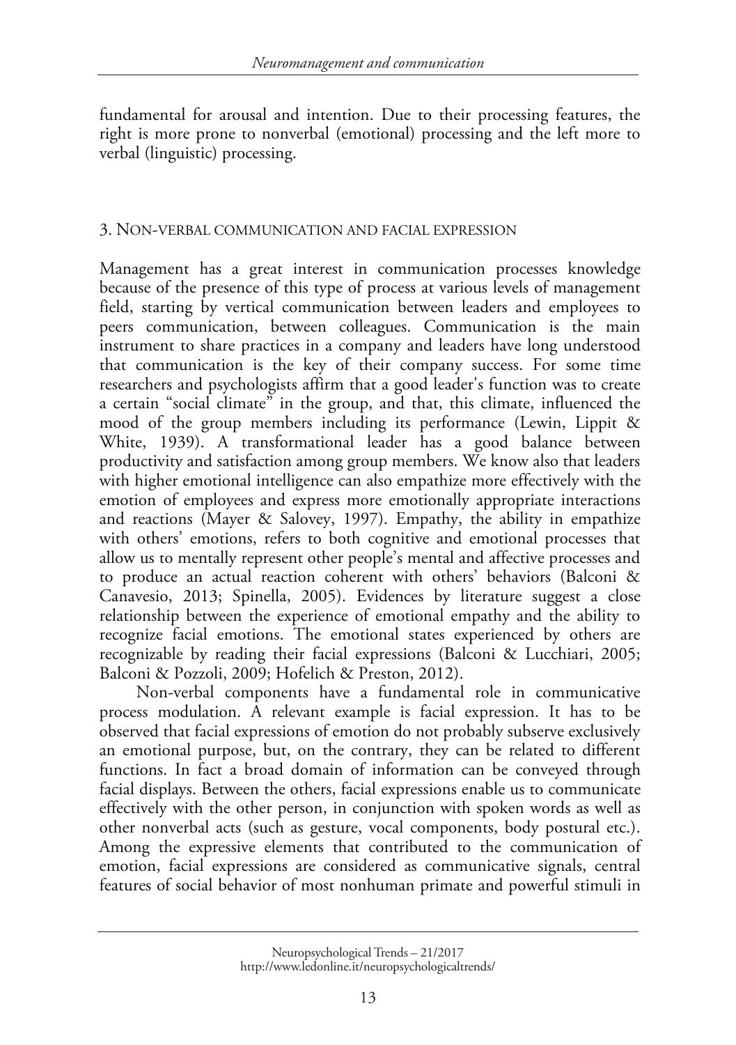fundamental for arousal and intention. Due to their processing features, the right is more prone to nonverbal (emotional) processing and the left more to verbal (linguistic) processing.

## 3. Non-verbal communication and facial expression

Management has a great interest in communication processes knowledge because of the presence of this type of process at various levels of management field, starting by vertical communication between leaders and employees to peers communication, between colleagues. Communication is the main instrument to share practices in a company and leaders have long understood that communication is the key of their company success. For some time researchers and psychologists affirm that a good leader's function was to create a certain "social climate" in the group, and that, this climate, influenced the mood of the group members including its performance (Lewin, Lippit & White, 1939). A transformational leader has a good balance between productivity and satisfaction among group members. We know also that leaders with higher emotional intelligence can also empathize more effectively with the emotion of employees and express more emotionally appropriate interactions and reactions (Mayer & Salovey, 1997). Empathy, the ability in empathize with others' emotions, refers to both cognitive and emotional processes that allow us to mentally represent other people's mental and affective processes and to produce an actual reaction coherent with others' behaviors (Balconi & Canavesio, 2013; Spinella, 2005). Evidences by literature suggest a close relationship between the experience of emotional empathy and the ability to recognize facial emotions. The emotional states experienced by others are recognizable by reading their facial expressions (Balconi & Lucchiari, 2005; Balconi & Pozzoli, 2009; Hofelich & Preston, 2012).

Non-verbal components have a fundamental role in communicative process modulation. A relevant example is facial expression. It has to be observed that facial expressions of emotion do not probably subserve exclusively an emotional purpose, but, on the contrary, they can be related to different functions. In fact a broad domain of information can be conveyed through facial displays. Between the others, facial expressions enable us to communicate effectively with the other person, in conjunction with spoken words as well as other nonverbal acts (such as gesture, vocal components, body postural etc.). Among the expressive elements that contributed to the communication of emotion, facial expressions are considered as communicative signals, central features of social behavior of most nonhuman primate and powerful stimuli in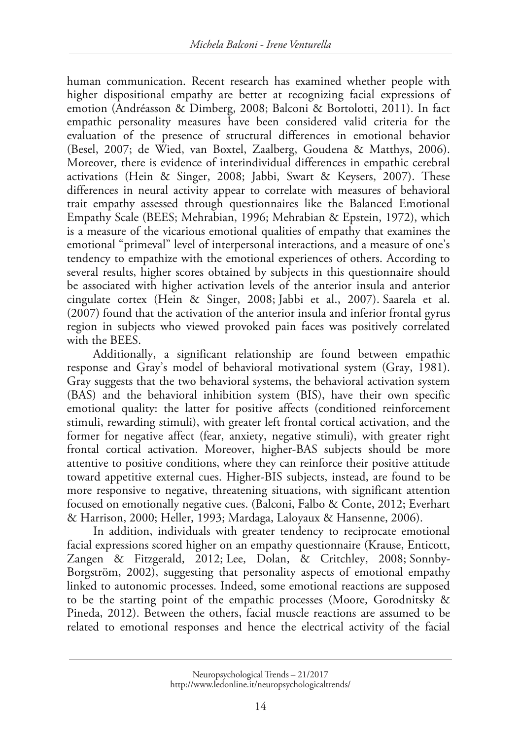human communication. Recent research has examined whether people with higher dispositional empathy are better at recognizing facial expressions of emotion (Andréasson & Dimberg, 2008; Balconi & Bortolotti, 2011). In fact empathic personality measures have been considered valid criteria for the evaluation of the presence of structural differences in emotional behavior (Besel, 2007; de Wied, van Boxtel, Zaalberg, Goudena & Matthys, 2006). Moreover, there is evidence of interindividual differences in empathic cerebral activations (Hein & Singer, 2008; Jabbi, Swart & Keysers, 2007). These differences in neural activity appear to correlate with measures of behavioral trait empathy assessed through questionnaires like the Balanced Emotional Empathy Scale (BEES; Mehrabian, 1996; Mehrabian & Epstein, 1972), which is a measure of the vicarious emotional qualities of empathy that examines the emotional "primeval" level of interpersonal interactions, and a measure of one's tendency to empathize with the emotional experiences of others. According to several results, higher scores obtained by subjects in this questionnaire should be associated with higher activation levels of the anterior insula and anterior cingulate cortex (Hein & Singer, 2008; Jabbi et al., 2007). Saarela et al. (2007) found that the activation of the anterior insula and inferior frontal gyrus region in subjects who viewed provoked pain faces was positively correlated with the BEES.

Additionally, a significant relationship are found between empathic response and Gray's model of behavioral motivational system (Gray, 1981). Gray suggests that the two behavioral systems, the behavioral activation system (BAS) and the behavioral inhibition system (BIS), have their own specific emotional quality: the latter for positive affects (conditioned reinforcement stimuli, rewarding stimuli), with greater left frontal cortical activation, and the former for negative affect (fear, anxiety, negative stimuli), with greater right frontal cortical activation. Moreover, higher-BAS subjects should be more attentive to positive conditions, where they can reinforce their positive attitude toward appetitive external cues. Higher-BIS subjects, instead, are found to be more responsive to negative, threatening situations, with significant attention focused on emotionally negative cues. (Balconi, Falbo & Conte, 2012; Everhart & Harrison, 2000; Heller, 1993; Mardaga, Laloyaux & Hansenne, 2006).

In addition, individuals with greater tendency to reciprocate emotional facial expressions scored higher on an empathy questionnaire (Krause, Enticott, Zangen & Fitzgerald, 2012; Lee, Dolan, & Critchley, 2008; Sonnby-Borgström, 2002), suggesting that personality aspects of emotional empathy linked to autonomic processes. Indeed, some emotional reactions are supposed to be the starting point of the empathic processes (Moore, Gorodnitsky & Pineda, 2012). Between the others, facial muscle reactions are assumed to be related to emotional responses and hence the electrical activity of the facial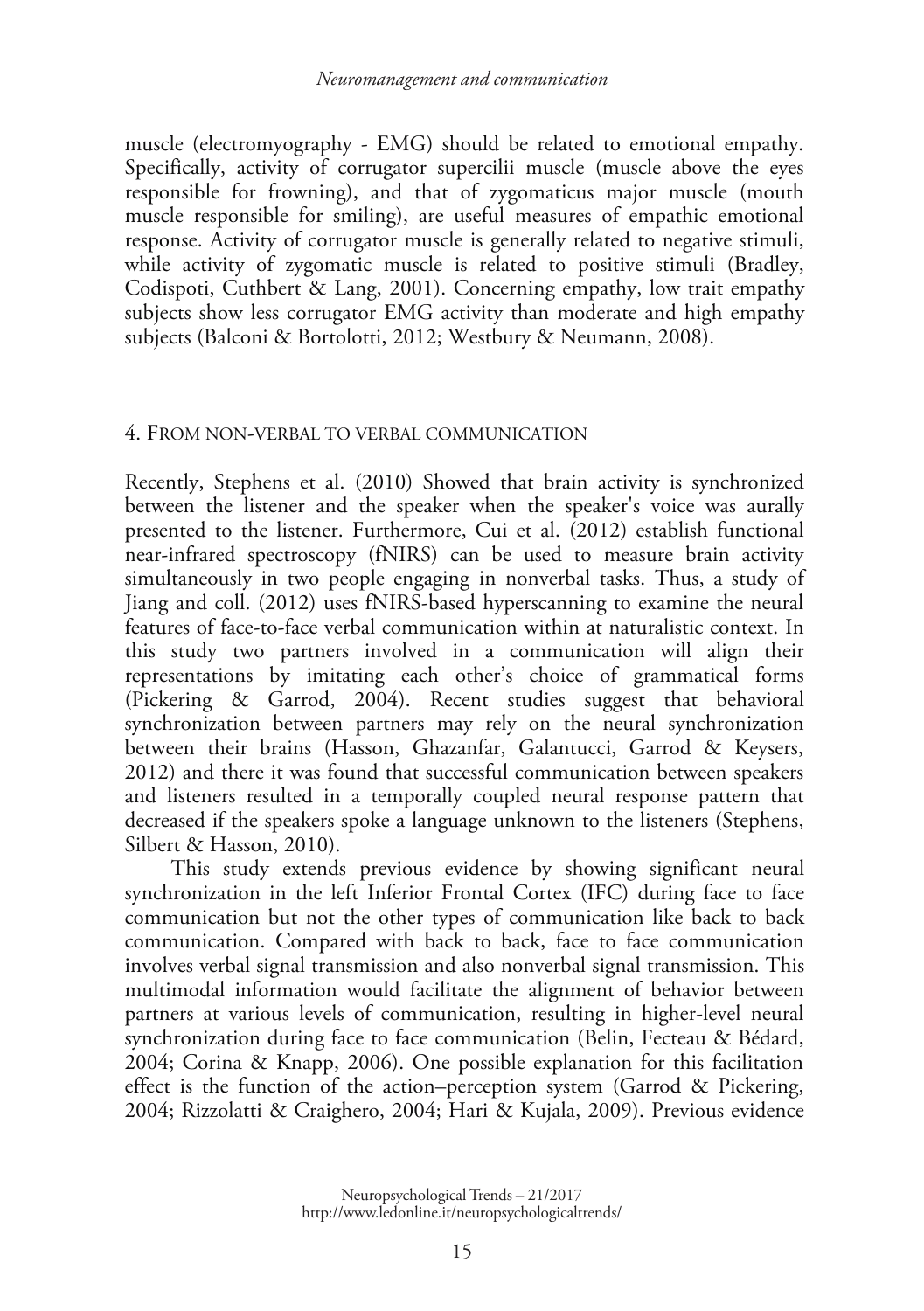muscle (electromyography - EMG) should be related to emotional empathy. Specifically, activity of corrugator supercilii muscle (muscle above the eyes responsible for frowning), and that of zygomaticus major muscle (mouth muscle responsible for smiling), are useful measures of empathic emotional response. Activity of corrugator muscle is generally related to negative stimuli, while activity of zygomatic muscle is related to positive stimuli (Bradley, Codispoti, Cuthbert & Lang, 2001). Concerning empathy, low trait empathy subjects show less corrugator EMG activity than moderate and high empathy subjects (Balconi & Bortolotti, 2012; Westbury & Neumann, 2008).

## 4. From non-verbal to verbal communication

Recently, Stephens et al. (2010) Showed that brain activity is synchronized between the listener and the speaker when the speaker's voice was aurally presented to the listener. Furthermore, Cui et al. (2012) establish functional near-infrared spectroscopy (fNIRS) can be used to measure brain activity simultaneously in two people engaging in nonverbal tasks. Thus, a study of Jiang and coll. (2012) uses fNIRS-based hyperscanning to examine the neural features of face-to-face verbal communication within at naturalistic context. In this study two partners involved in a communication will align their representations by imitating each other's choice of grammatical forms (Pickering & Garrod, 2004). Recent studies suggest that behavioral synchronization between partners may rely on the neural synchronization between their brains (Hasson, Ghazanfar, Galantucci, Garrod & Keysers, 2012) and there it was found that successful communication between speakers and listeners resulted in a temporally coupled neural response pattern that decreased if the speakers spoke a language unknown to the listeners (Stephens, Silbert & Hasson, 2010).

This study extends previous evidence by showing significant neural synchronization in the left Inferior Frontal Cortex (IFC) during face to face communication but not the other types of communication like back to back communication. Compared with back to back, face to face communication involves verbal signal transmission and also nonverbal signal transmission. This multimodal information would facilitate the alignment of behavior between partners at various levels of communication, resulting in higher-level neural synchronization during face to face communication (Belin, Fecteau & Bédard, 2004; Corina & Knapp, 2006). One possible explanation for this facilitation effect is the function of the action–perception system (Garrod & Pickering, 2004; Rizzolatti & Craighero, 2004; Hari & Kujala, 2009). Previous evidence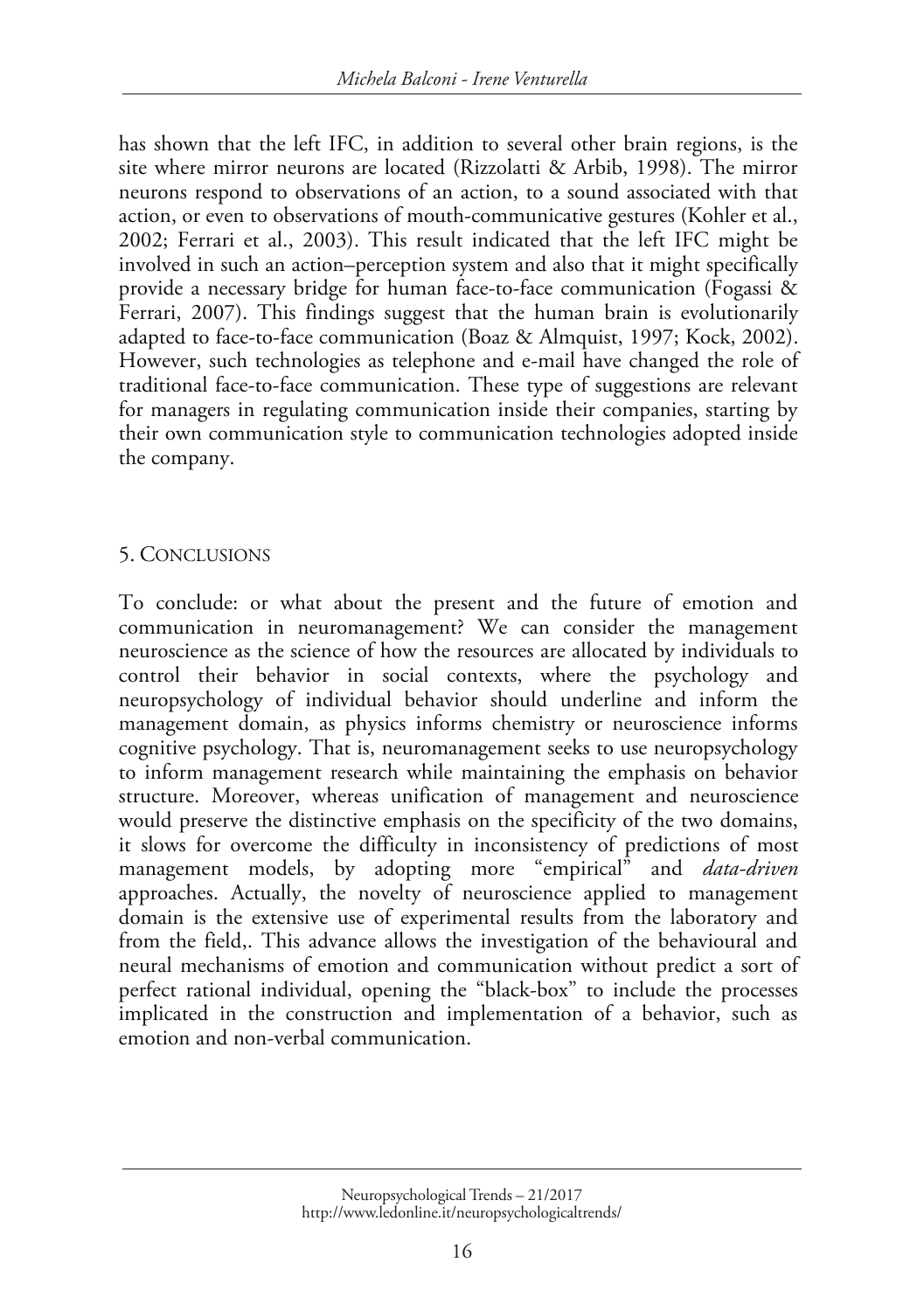has shown that the left IFC, in addition to several other brain regions, is the site where mirror neurons are located (Rizzolatti & Arbib, 1998). The mirror neurons respond to observations of an action, to a sound associated with that action, or even to observations of mouth-communicative gestures (Kohler et al., 2002; Ferrari et al., 2003). This result indicated that the left IFC might be involved in such an action–perception system and also that it might specifically provide a necessary bridge for human face-to-face communication (Fogassi & Ferrari, 2007). This findings suggest that the human brain is evolutionarily adapted to face-to-face communication (Boaz & Almquist, 1997; Kock, 2002). However, such technologies as telephone and e-mail have changed the role of traditional face-to-face communication. These type of suggestions are relevant for managers in regulating communication inside their companies, starting by their own communication style to communication technologies adopted inside the company.

## 5. Conclusions

To conclude: or what about the present and the future of emotion and communication in neuromanagement? We can consider the management neuroscience as the science of how the resources are allocated by individuals to control their behavior in social contexts, where the psychology and neuropsychology of individual behavior should underline and inform the management domain, as physics informs chemistry or neuroscience informs cognitive psychology. That is, neuromanagement seeks to use neuropsychology to inform management research while maintaining the emphasis on behavior structure. Moreover, whereas unification of management and neuroscience would preserve the distinctive emphasis on the specificity of the two domains, it slows for overcome the difficulty in inconsistency of predictions of most management models, by adopting more "empirical" and *data-driven* approaches. Actually, the novelty of neuroscience applied to management domain is the extensive use of experimental results from the laboratory and from the field,. This advance allows the investigation of the behavioural and neural mechanisms of emotion and communication without predict a sort of perfect rational individual, opening the "black-box" to include the processes implicated in the construction and implementation of a behavior, such as emotion and non-verbal communication.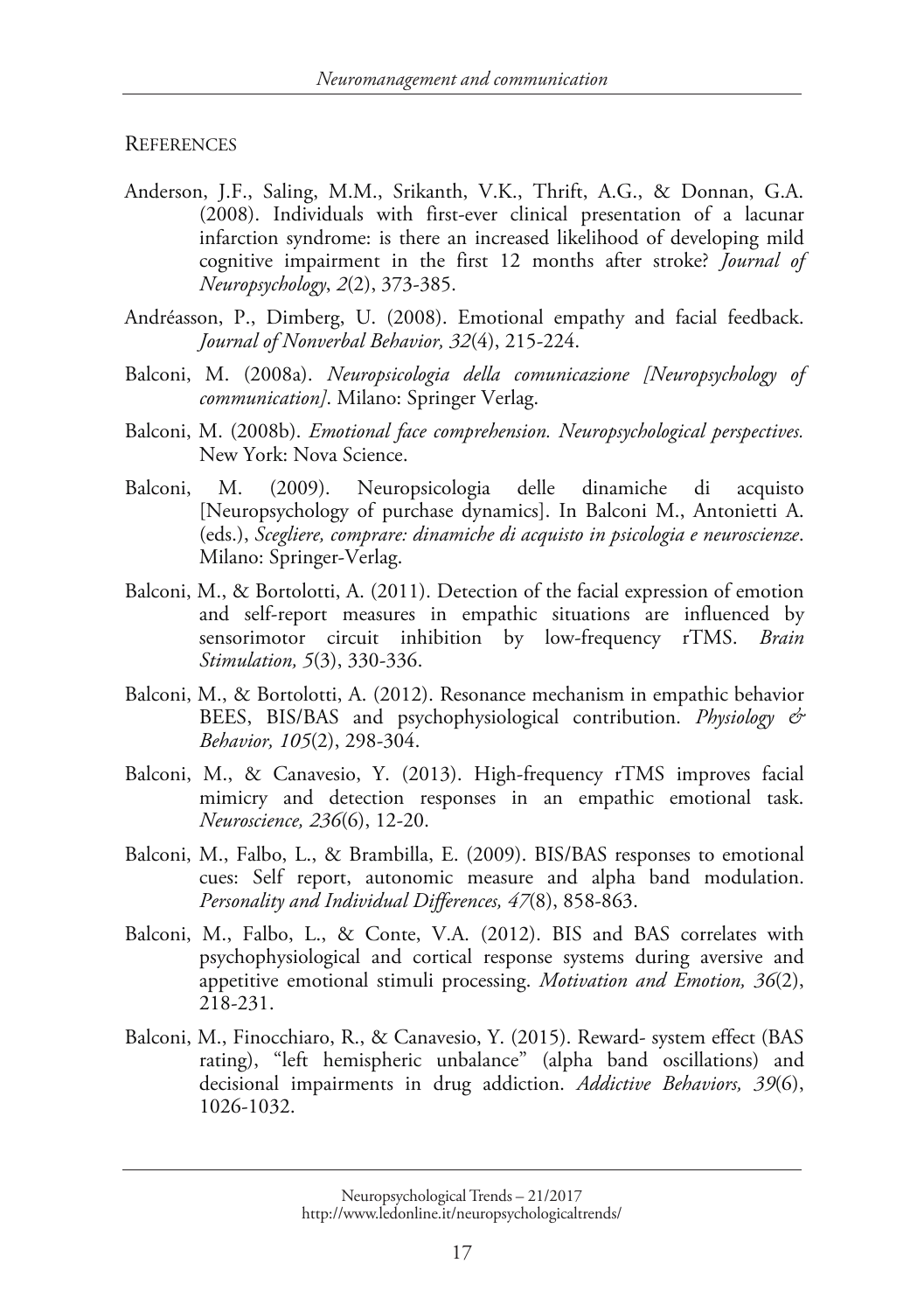## References

Anderson, J.F., Saling, M.M., Srikanth, V.K., Thrift, A.G., & Donnan, G.A. (2008). Individuals with first-ever clinical presentation of a lacunar infarction syndrome: is there an increased likelihood of developing mild cognitive impairment in the first 12 months after stroke? *Journal of Neuropsychology*, *2*(2), 373-385.

Andréasson, P., Dimberg, U. (2008). Emotional empathy and facial feedback. *Journal of Nonverbal Behavior, 32*(4), 215-224.

Balconi, M. (2008a). *Neuropsicologia della comunicazione [Neuropsychology of communication]*. Milano: Springer Verlag.

Balconi, M. (2008b). *Emotional face comprehension. Neuropsychological perspectives.* New York: Nova Science.

Balconi, M. (2009). Neuropsicologia delle dinamiche di acquisto [Neuropsychology of purchase dynamics]. In Balconi M., Antonietti A. (eds.), *Scegliere, comprare: dinamiche di acquisto in psicologia e neuroscienze*. Milano: Springer-Verlag.

Balconi, M., & Bortolotti, A. (2011). Detection of the facial expression of emotion and self-report measures in empathic situations are influenced by sensorimotor circuit inhibition by low-frequency rTMS. *Brain Stimulation, 5*(3), 330-336.

Balconi, M., & Bortolotti, A. (2012). Resonance mechanism in empathic behavior BEES, BIS/BAS and psychophysiological contribution. *Physiology & Behavior, 105*(2), 298-304.

Balconi, M., & Canavesio, Y. (2013). High-frequency rTMS improves facial mimicry and detection responses in an empathic emotional task. *Neuroscience, 236*(6), 12-20.

Balconi, M., Falbo, L., & Brambilla, E. (2009). BIS/BAS responses to emotional cues: Self report, autonomic measure and alpha band modulation. *Personality and Individual Differences, 47*(8), 858-863.

Balconi, M., Falbo, L., & Conte, V.A. (2012). BIS and BAS correlates with psychophysiological and cortical response systems during aversive and appetitive emotional stimuli processing. *Motivation and Emotion, 36*(2), 218-231.

Balconi, M., Finocchiaro, R., & Canavesio, Y. (2015). Reward- system effect (BAS rating), "left hemispheric unbalance" (alpha band oscillations) and decisional impairments in drug addiction. *Addictive Behaviors, 39*(6), 1026-1032.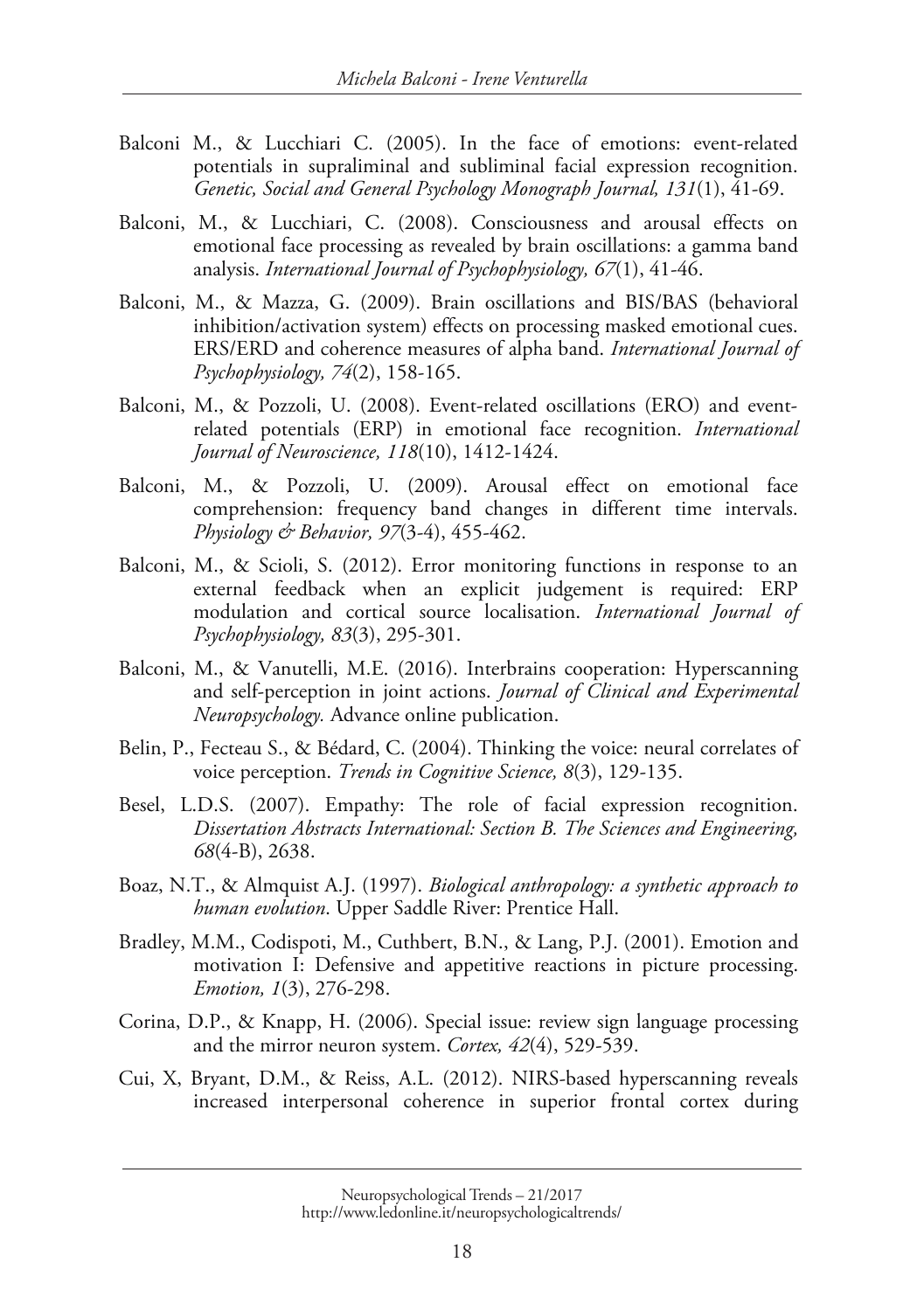Balconi M., & Lucchiari C. (2005). In the face of emotions: event-related potentials in supraliminal and subliminal facial expression recognition. *Genetic, Social and General Psychology Monograph Journal, 131*(1), 41-69.

Balconi, M., & Lucchiari, C. (2008). Consciousness and arousal effects on emotional face processing as revealed by brain oscillations: a gamma band analysis. *International Journal of Psychophysiology, 67*(1), 41-46.

Balconi, M., & Mazza, G. (2009). Brain oscillations and BIS/BAS (behavioral inhibition/activation system) effects on processing masked emotional cues. ERS/ERD and coherence measures of alpha band. *International Journal of Psychophysiology, 74*(2), 158-165.

Balconi, M., & Pozzoli, U. (2008). Event-related oscillations (ERO) and event-related potentials (ERP) in emotional face recognition. *International Journal of Neuroscience, 118*(10), 1412-1424.

Balconi, M., & Pozzoli, U. (2009). Arousal effect on emotional face comprehension: frequency band changes in different time intervals. *Physiology & Behavior, 97*(3-4), 455-462.

Balconi, M., & Scioli, S. (2012). Error monitoring functions in response to an external feedback when an explicit judgement is required: ERP modulation and cortical source localisation. *International Journal of Psychophysiology, 83*(3), 295-301.

Balconi, M., & Vanutelli, M.E. (2016). Interbrains cooperation: Hyperscanning and self-perception in joint actions. *Journal of Clinical and Experimental Neuropsychology.* Advance online publication.

Belin, P., Fecteau S., & Bédard, C. (2004). Thinking the voice: neural correlates of voice perception. *Trends in Cognitive Science, 8*(3), 129-135.

Besel, L.D.S. (2007). Empathy: The role of facial expression recognition. *Dissertation Abstracts International: Section B. The Sciences and Engineering, 68*(4-B), 2638.

Boaz, N.T., & Almquist A.J. (1997). *Biological anthropology: a synthetic approach to human evolution*. Upper Saddle River: Prentice Hall.

Bradley, M.M., Codispoti, M., Cuthbert, B.N., & Lang, P.J. (2001). Emotion and motivation I: Defensive and appetitive reactions in picture processing. *Emotion, 1*(3), 276-298.

Corina, D.P., & Knapp, H. (2006). Special issue: review sign language processing and the mirror neuron system. *Cortex, 42*(4), 529-539.

Cui, X, Bryant, D.M., & Reiss, A.L. (2012). NIRS-based hyperscanning reveals increased interpersonal coherence in superior frontal cortex during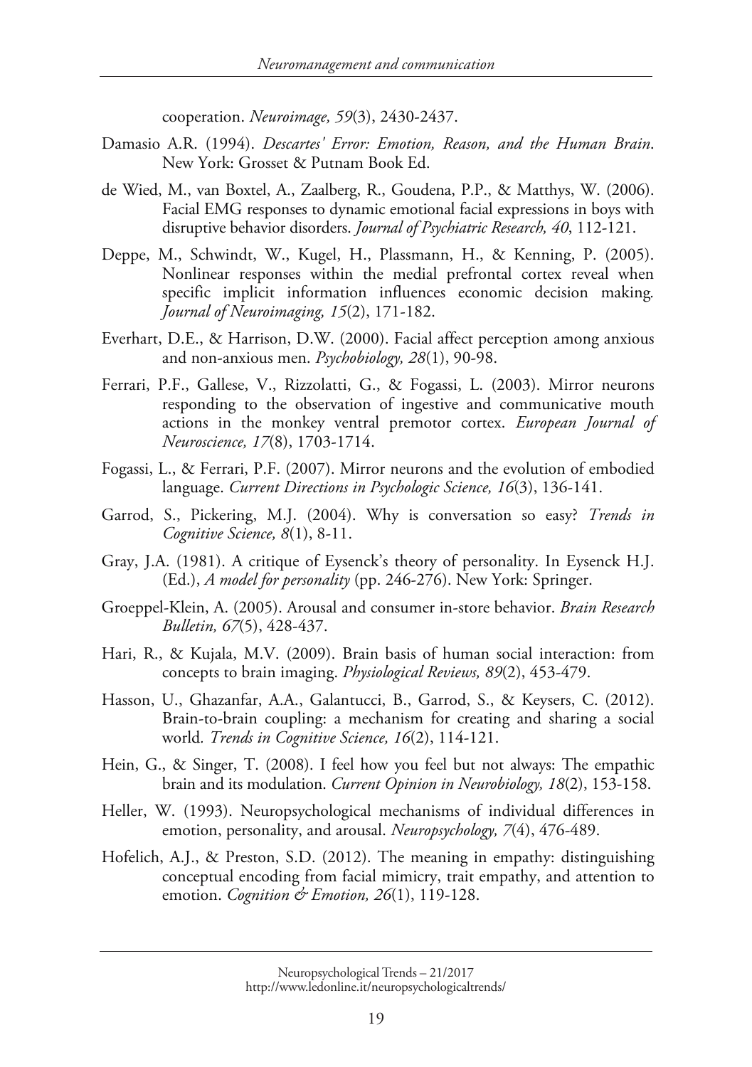cooperation. *Neuroimage, 59*(3), 2430-2437.

Damasio A.R. (1994). *Descartes' Error: Emotion, Reason, and the Human Brain*. New York: Grosset & Putnam Book Ed.

de Wied, M., van Boxtel, A., Zaalberg, R., Goudena, P.P., & Matthys, W. (2006). Facial EMG responses to dynamic emotional facial expressions in boys with disruptive behavior disorders. *Journal of Psychiatric Research, 40*, 112-121.

Deppe, M., Schwindt, W., Kugel, H., Plassmann, H., & Kenning, P. (2005). Nonlinear responses within the medial prefrontal cortex reveal when specific implicit information influences economic decision making. *Journal of Neuroimaging, 15*(2), 171-182.

Everhart, D.E., & Harrison, D.W. (2000). Facial affect perception among anxious and non-anxious men. *Psychobiology, 28*(1), 90-98.

Ferrari, P.F., Gallese, V., Rizzolatti, G., & Fogassi, L. (2003). Mirror neurons responding to the observation of ingestive and communicative mouth actions in the monkey ventral premotor cortex. *European Journal of Neuroscience, 17*(8), 1703-1714.

Fogassi, L., & Ferrari, P.F. (2007). Mirror neurons and the evolution of embodied language. *Current Directions in Psychologic Science, 16*(3), 136-141.

Garrod, S., Pickering, M.J. (2004). Why is conversation so easy? *Trends in Cognitive Science, 8*(1), 8-11.

Gray, J.A. (1981). A critique of Eysenck's theory of personality. In Eysenck H.J. (Ed.), *A model for personality* (pp. 246-276). New York: Springer.

Groeppel-Klein, A. (2005). Arousal and consumer in-store behavior. *Brain Research Bulletin, 67*(5), 428-437.

Hari, R., & Kujala, M.V. (2009). Brain basis of human social interaction: from concepts to brain imaging. *Physiological Reviews, 89*(2), 453-479.

Hasson, U., Ghazanfar, A.A., Galantucci, B., Garrod, S., & Keysers, C. (2012). Brain-to-brain coupling: a mechanism for creating and sharing a social world. *Trends in Cognitive Science, 16*(2), 114-121.

Hein, G., & Singer, T. (2008). I feel how you feel but not always: The empathic brain and its modulation. *Current Opinion in Neurobiology, 18*(2), 153-158.

Heller, W. (1993). Neuropsychological mechanisms of individual differences in emotion, personality, and arousal. *Neuropsychology, 7*(4), 476-489.

Hofelich, A.J., & Preston, S.D. (2012). The meaning in empathy: distinguishing conceptual encoding from facial mimicry, trait empathy, and attention to emotion. *Cognition & Emotion, 26*(1), 119-128.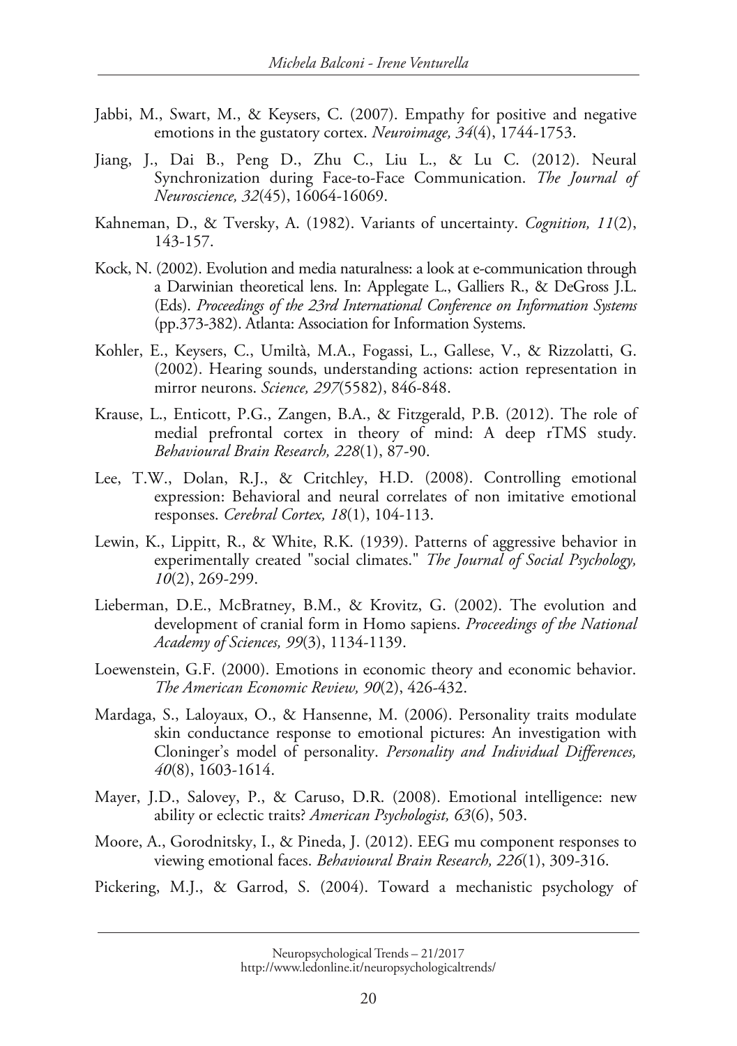Jabbi, M., Swart, M., & Keysers, C. (2007). Empathy for positive and negative emotions in the gustatory cortex. *Neuroimage, 34*(4), 1744-1753.

Jiang, J., Dai B., Peng D., Zhu C., Liu L., & Lu C. (2012). Neural Synchronization during Face-to-Face Communication. *The Journal of Neuroscience, 32*(45), 16064-16069.

Kahneman, D., & Tversky, A. (1982). Variants of uncertainty. *Cognition, 11*(2), 143-157.

Kock, N. (2002). Evolution and media naturalness: a look at e-communication through a Darwinian theoretical lens. In: Applegate L., Galliers R., & DeGross J.L. (Eds). *Proceedings of the 23rd International Conference on Information Systems* (pp.373-382). Atlanta: Association for Information Systems.

Kohler, E., Keysers, C., Umiltà, M.A., Fogassi, L., Gallese, V., & Rizzolatti, G. (2002). Hearing sounds, understanding actions: action representation in mirror neurons. *Science, 297*(5582), 846-848.

Krause, L., Enticott, P.G., Zangen, B.A., & Fitzgerald, P.B. (2012). The role of medial prefrontal cortex in theory of mind: A deep rTMS study. *Behavioural Brain Research, 228*(1), 87-90.

Lee, T.W., Dolan, R.J., & Critchley, H.D. (2008). Controlling emotional expression: Behavioral and neural correlates of non imitative emotional responses. *Cerebral Cortex, 18*(1), 104-113.

Lewin, K., Lippitt, R., & White, R.K. (1939). Patterns of aggressive behavior in experimentally created "social climates." *The Journal of Social Psychology, 10*(2), 269-299.

Lieberman, D.E., McBratney, B.M., & Krovitz, G. (2002). The evolution and development of cranial form in Homo sapiens. *Proceedings of the National Academy of Sciences, 99*(3), 1134-1139.

Loewenstein, G.F. (2000). Emotions in economic theory and economic behavior. *The American Economic Review, 90*(2), 426-432.

Mardaga, S., Laloyaux, O., & Hansenne, M. (2006). Personality traits modulate skin conductance response to emotional pictures: An investigation with Cloninger's model of personality. *Personality and Individual Differences, 40*(8), 1603-1614.

Mayer, J.D., Salovey, P., & Caruso, D.R. (2008). Emotional intelligence: new ability or eclectic traits? *American Psychologist, 63*(6), 503.

Moore, A., Gorodnitsky, I., & Pineda, J. (2012). EEG mu component responses to viewing emotional faces. *Behavioural Brain Research, 226*(1), 309-316.

Pickering, M.J., & Garrod, S. (2004). Toward a mechanistic psychology of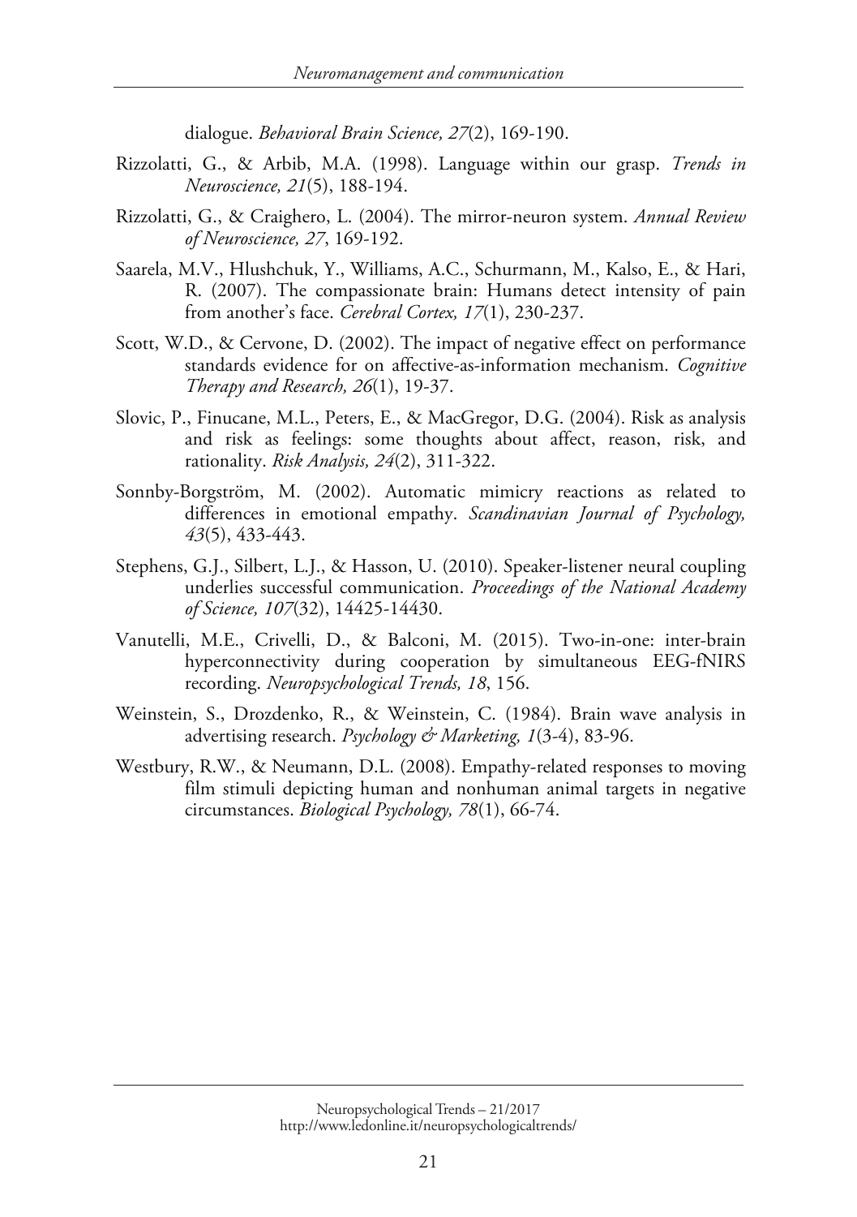dialogue. *Behavioral Brain Science, 27*(2), 169-190.

Rizzolatti, G., & Arbib, M.A. (1998). Language within our grasp. *Trends in Neuroscience, 21*(5), 188-194.

Rizzolatti, G., & Craighero, L. (2004). The mirror-neuron system. *Annual Review of Neuroscience, 27*, 169-192.

Saarela, M.V., Hlushchuk, Y., Williams, A.C., Schurmann, M., Kalso, E., & Hari, R. (2007). The compassionate brain: Humans detect intensity of pain from another's face. *Cerebral Cortex, 17*(1), 230-237.

Scott, W.D., & Cervone, D. (2002). The impact of negative effect on performance standards evidence for on affective-as-information mechanism. *Cognitive Therapy and Research, 26*(1), 19-37.

Slovic, P., Finucane, M.L., Peters, E., & MacGregor, D.G. (2004). Risk as analysis and risk as feelings: some thoughts about affect, reason, risk, and rationality. *Risk Analysis, 24*(2), 311-322.

Sonnby-Borgström, M. (2002). Automatic mimicry reactions as related to differences in emotional empathy. *Scandinavian Journal of Psychology, 43*(5), 433-443.

Stephens, G.J., Silbert, L.J., & Hasson, U. (2010). Speaker-listener neural coupling underlies successful communication. *Proceedings of the National Academy of Science, 107*(32), 14425-14430.

Vanutelli, M.E., Crivelli, D., & Balconi, M. (2015). Two-in-one: inter-brain hyperconnectivity during cooperation by simultaneous EEG-fNIRS recording. *Neuropsychological Trends, 18*, 156.

Weinstein, S., Drozdenko, R., & Weinstein, C. (1984). Brain wave analysis in advertising research. *Psychology & Marketing, 1*(3-4), 83-96.

Westbury, R.W., & Neumann, D.L. (2008). Empathy-related responses to moving film stimuli depicting human and nonhuman animal targets in negative circumstances. *Biological Psychology, 78*(1), 66-74.